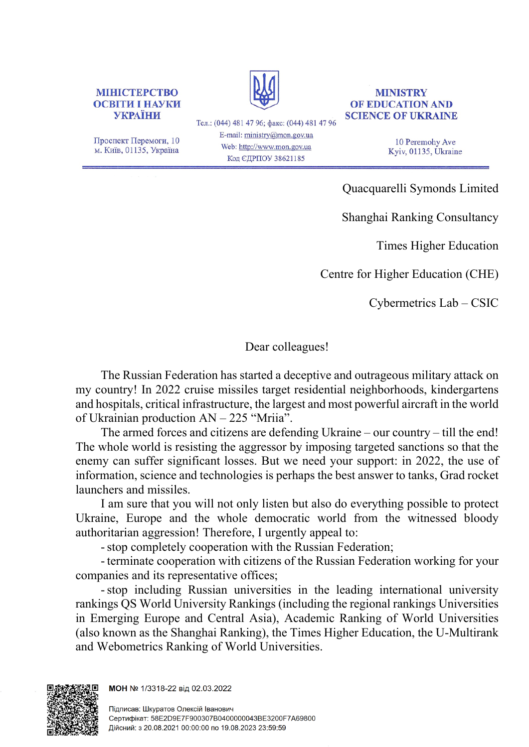**МІНІСТЕРСТВО ОСВІТИ І НАУКИ УКРАЇНИ**

Проспект Перемоги, 10
м. Київ, 01135, Україна

Тел.: (044) 481 47 96; факс: (044) 481 47 96
E-mail: ministry@mon.gov.ua
Web: http://www.mon.gov.ua
Код ЄДРПОУ 38621185

**MINISTRY OF EDUCATION AND SCIENCE OF UKRAINE**

10 Peremohy Ave
Kyiv, 01135, Ukraine

---

Quacquarelli Symonds Limited

Shanghai Ranking Consultancy

Times Higher Education

Centre for Higher Education (CHE)

Cybermetrics Lab – CSIC

Dear colleagues!

The Russian Federation has started a deceptive and outrageous military attack on my country! In 2022 cruise missiles target residential neighborhoods, kindergartens and hospitals, critical infrastructure, the largest and most powerful aircraft in the world of Ukrainian production AN – 225 "Mriia".

The armed forces and citizens are defending Ukraine – our country – till the end! The whole world is resisting the aggressor by imposing targeted sanctions so that the enemy can suffer significant losses. But we need your support: in 2022, the use of information, science and technologies is perhaps the best answer to tanks, Grad rocket launchers and missiles.

I am sure that you will not only listen but also do everything possible to protect Ukraine, Europe and the whole democratic world from the witnessed bloody authoritarian aggression! Therefore, I urgently appeal to:

- stop completely cooperation with the Russian Federation;
- terminate cooperation with citizens of the Russian Federation working for your companies and its representative offices;
- stop including Russian universities in the leading international university rankings QS World University Rankings (including the regional rankings Universities in Emerging Europe and Central Asia), Academic Ranking of World Universities (also known as the Shanghai Ranking), the Times Higher Education, the U-Multirank and Webometrics Ranking of World Universities.

**МОН № 1/3318-22 від 02.03.2022**

Підписав: Шкуратов Олексій Іванович
Сертифікат: 58E2D9E7F900307B0400000043BE3200F7A69800
Дійсний: з 20.08.2021 00:00:00 по 19.08.2023 23:59:59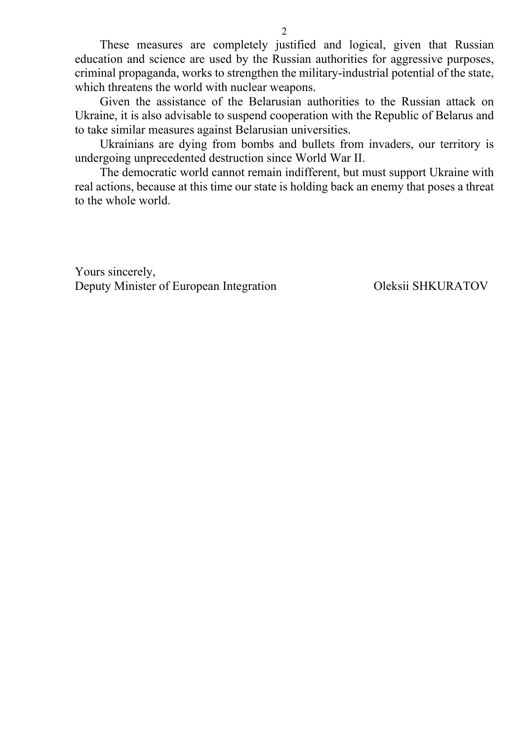These measures are completely justified and logical, given that Russian education and science are used by the Russian authorities for aggressive purposes, criminal propaganda, works to strengthen the military-industrial potential of the state, which threatens the world with nuclear weapons.

Given the assistance of the Belarusian authorities to the Russian attack on Ukraine, it is also advisable to suspend cooperation with the Republic of Belarus and to take similar measures against Belarusian universities.

Ukrainians are dying from bombs and bullets from invaders, our territory is undergoing unprecedented destruction since World War II.

The democratic world cannot remain indifferent, but must support Ukraine with real actions, because at this time our state is holding back an enemy that poses a threat to the whole world.

Yours sincerely,
Deputy Minister of European Integration Oleksii SHKURATOV